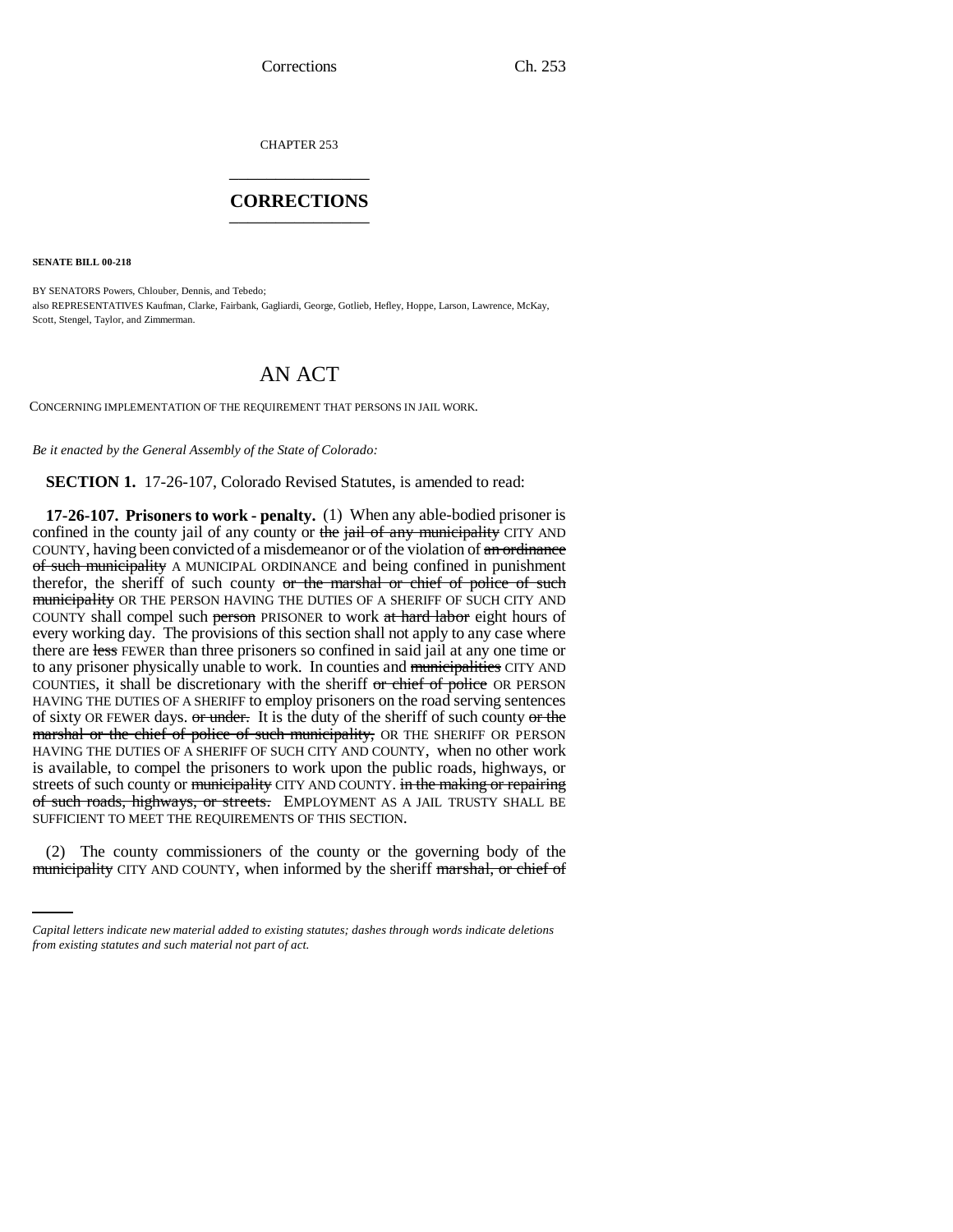CHAPTER 253

# CORRECTIONS

**SENATE BILL 00-218**

BY SENATORS Powers, Chlouber, Dennis, and Tebedo;
also REPRESENTATIVES Kaufman, Clarke, Fairbank, Gagliardi, George, Gotlieb, Hefley, Hoppe, Larson, Lawrence, McKay, Scott, Stengel, Taylor, and Zimmerman.

# AN ACT

CONCERNING IMPLEMENTATION OF THE REQUIREMENT THAT PERSONS IN JAIL WORK.

*Be it enacted by the General Assembly of the State of Colorado:*

**SECTION 1.** 17-26-107, Colorado Revised Statutes, is amended to read:

**17-26-107. Prisoners to work - penalty.** (1) When any able-bodied prisoner is confined in the county jail of any county or ~~the jail of any municipality~~ CITY AND COUNTY, having been convicted of a misdemeanor or of the violation of ~~an ordinance of such municipality~~ A MUNICIPAL ORDINANCE and being confined in punishment therefor, the sheriff of such county ~~or the marshal or chief of police of such municipality~~ OR THE PERSON HAVING THE DUTIES OF A SHERIFF OF SUCH CITY AND COUNTY shall compel such ~~person~~ PRISONER to work ~~at hard labor~~ eight hours of every working day. The provisions of this section shall not apply to any case where there are ~~less~~ FEWER than three prisoners so confined in said jail at any one time or to any prisoner physically unable to work. In counties and ~~municipalities~~ CITY AND COUNTIES, it shall be discretionary with the sheriff ~~or chief of police~~ OR PERSON HAVING THE DUTIES OF A SHERIFF to employ prisoners on the road serving sentences of sixty OR FEWER days. ~~or under.~~ It is the duty of the sheriff of such county ~~or the marshal or the chief of police of such municipality,~~ OR THE SHERIFF OR PERSON HAVING THE DUTIES OF A SHERIFF OF SUCH CITY AND COUNTY, when no other work is available, to compel the prisoners to work upon the public roads, highways, or streets of such county or ~~municipality~~ CITY AND COUNTY. ~~in the making or repairing of such roads, highways, or streets.~~ EMPLOYMENT AS A JAIL TRUSTY SHALL BE SUFFICIENT TO MEET THE REQUIREMENTS OF THIS SECTION.

(2) The county commissioners of the county or the governing body of the ~~municipality~~ CITY AND COUNTY, when informed by the sheriff ~~marshal, or chief of~~

*Capital letters indicate new material added to existing statutes; dashes through words indicate deletions from existing statutes and such material not part of act.*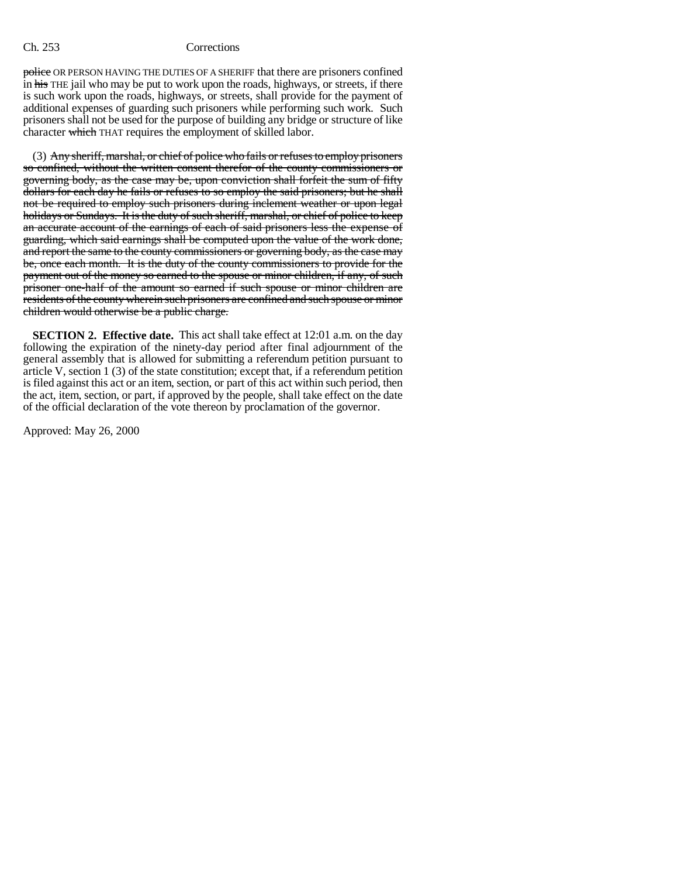~~police~~ OR PERSON HAVING THE DUTIES OF A SHERIFF that there are prisoners confined in ~~his~~ THE jail who may be put to work upon the roads, highways, or streets, if there is such work upon the roads, highways, or streets, shall provide for the payment of additional expenses of guarding such prisoners while performing such work. Such prisoners shall not be used for the purpose of building any bridge or structure of like character ~~which~~ THAT requires the employment of skilled labor.

(3) ~~Any sheriff, marshal, or chief of police who fails or refuses to employ prisoners so confined, without the written consent therefor of the county commissioners or governing body, as the case may be, upon conviction shall forfeit the sum of fifty dollars for each day he fails or refuses to so employ the said prisoners; but he shall not be required to employ such prisoners during inclement weather or upon legal holidays or Sundays. It is the duty of such sheriff, marshal, or chief of police to keep an accurate account of the earnings of each of said prisoners less the expense of guarding, which said earnings shall be computed upon the value of the work done, and report the same to the county commissioners or governing body, as the case may be, once each month. It is the duty of the county commissioners to provide for the payment out of the money so earned to the spouse or minor children, if any, of such prisoner one-half of the amount so earned if such spouse or minor children are residents of the county wherein such prisoners are confined and such spouse or minor children would otherwise be a public charge.~~

**SECTION 2. Effective date.** This act shall take effect at 12:01 a.m. on the day following the expiration of the ninety-day period after final adjournment of the general assembly that is allowed for submitting a referendum petition pursuant to article V, section 1 (3) of the state constitution; except that, if a referendum petition is filed against this act or an item, section, or part of this act within such period, then the act, item, section, or part, if approved by the people, shall take effect on the date of the official declaration of the vote thereon by proclamation of the governor.

Approved: May 26, 2000